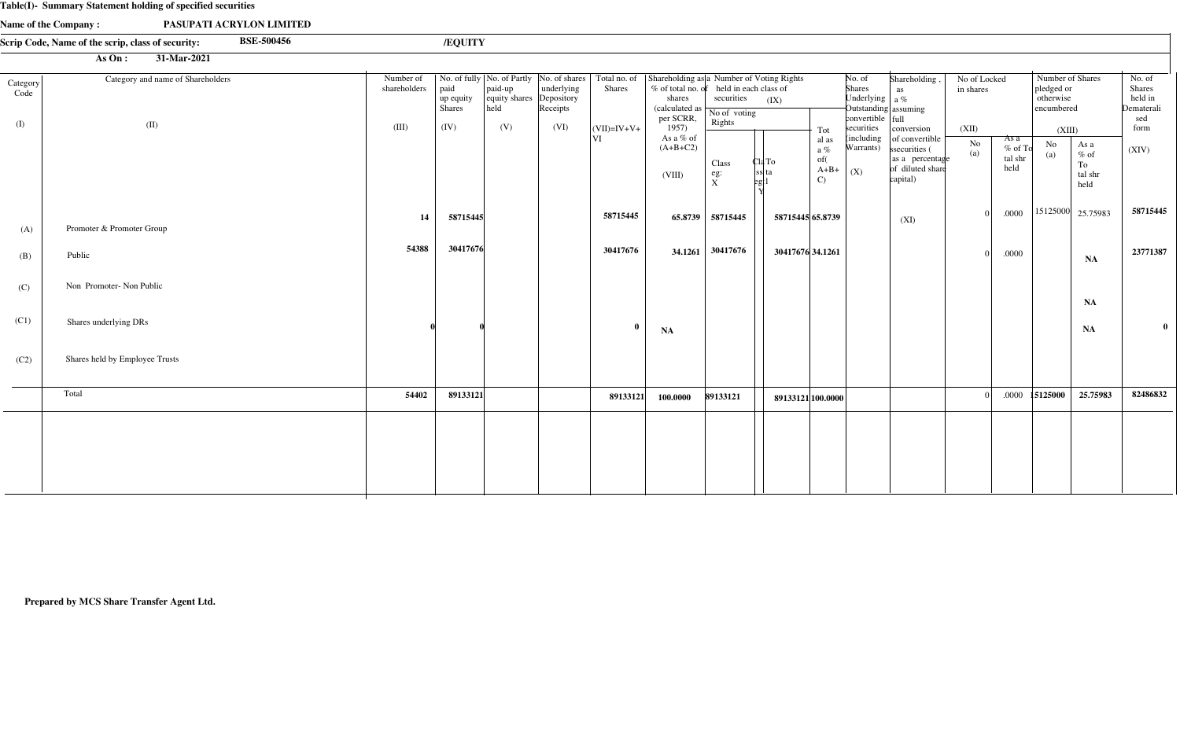**Table(I)- Summary Statement holding of specified securities**

**Name of the Company :** **PASUPATI ACRYLON LIMITED**

**Scrip Code, Name of the scrip, class of security:** **BSE-500456** **/EQUITY**

**As On :** **31-Mar-2021**

| Category Code (I) | Category and name of Shareholders (II) | Number of shareholders (III) | No. of fully paid up equity Shares (IV) | No. of Partly paid-up equity shares held (V) | No. of shares underlying Depository Receipts (VI) | Total no. of Shares (VII)=IV+V+VI | Shareholding as a % of total no. of shares (calculated as per SCRR, 1957) As a % of (A+B+C2) (VIII) | Number of Voting Rights held in each class of securities (IX) | | | | No. of Shares Underlying Outstanding convertible securities (including Warrants) (X) | Shareholding , as a % assuming full conversion of convertible securities ( as a percentage of diluted share capital) (XI) | No of Locked in shares (XII) | | Number of Shares pledged or otherwise encumbered (XIII) | | No. of Shares held in Dematerialised form (XIV) |
|---|---|---|---|---|---|---|---|---|---|---|---|---|---|---|---|---|---|---|
| | | | | | | | | No of voting Rights | | | Total as a % of (A+B+C) | | | | | | | |
| | | | | | | | | Class eg: X | Class eg: Y | Total | | | | No (a) | As a % of Total shr held | No (a) | As a % of Total shr held | |
| (A) | Promoter & Promoter Group | 14 | 58715445 | | | 58715445 | 65.8739 | 58715445 | | 58715445 | 65.8739 | | | 0 | .0000 | 15125000 | 25.75983 | 58715445 |
| (B) | Public | 54388 | 30417676 | | | 30417676 | 34.1261 | 30417676 | | 30417676 | 34.1261 | | | 0 | .0000 | | NA | 23771387 |
| (C) | Non Promoter- Non Public | | | | | | | | | | | | | | | | NA | |
| (C1) | Shares underlying DRs | 0 | 0 | | | 0 | NA | | | | | | | | | | NA | 0 |
| (C2) | Shares held by Employee Trusts | | | | | | | | | | | | | | | | | |
| | Total | 54402 | 89133121 | | | 89133121 | 100.0000 | 89133121 | | 89133121 | 100.0000 | | | 0 | .0000 | 15125000 | 25.75983 | 82486832 |

**Prepared by MCS Share Transfer Agent Ltd.**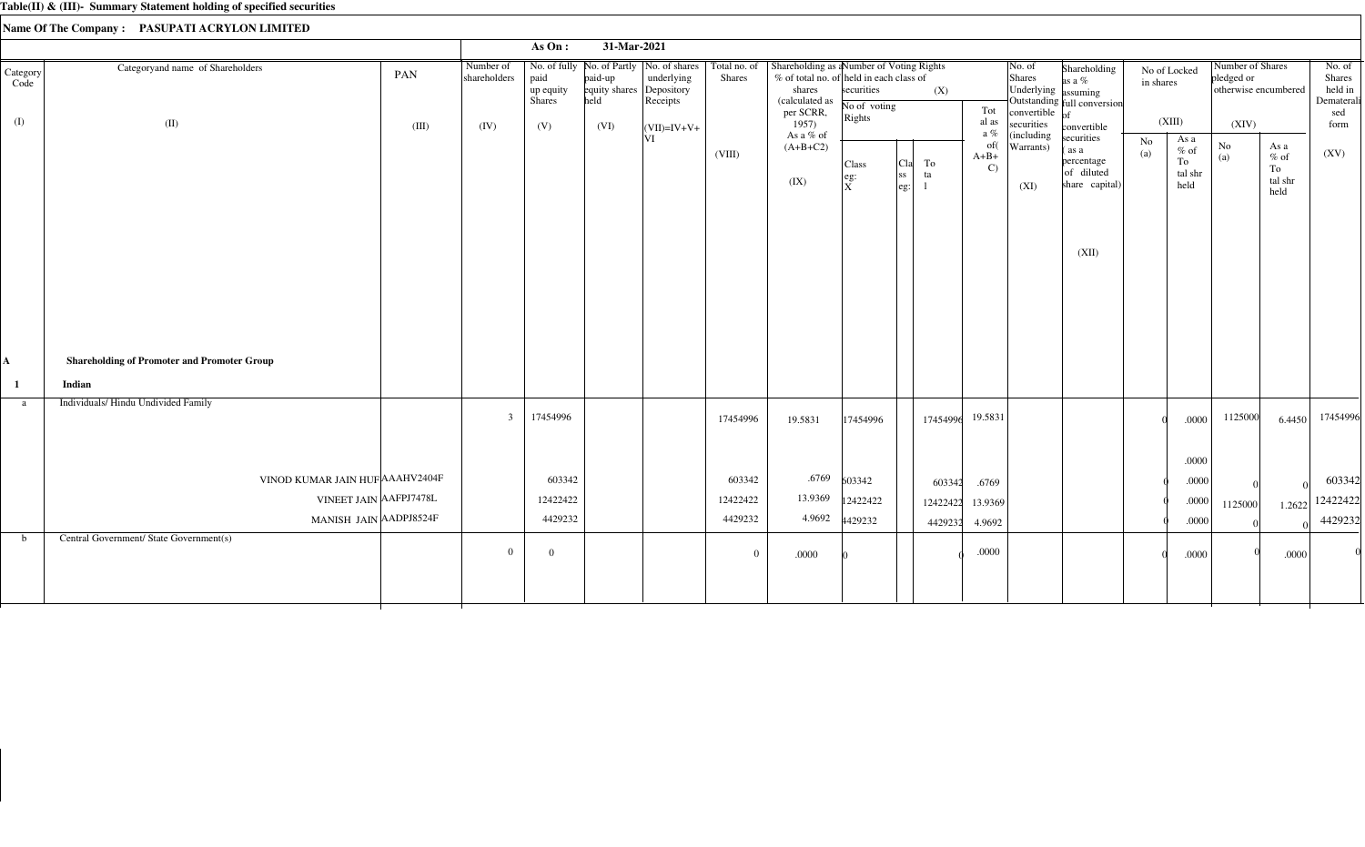**Table(II) & (III)- Summary Statement holding of specified securities**

**Name Of The Company : PASUPATI ACRYLON LIMITED**

**As On : 31-Mar-2021**

| Category Code (I) | Categoryand name of Shareholders (II) | PAN (III) | Number of shareholders (IV) | No. of fully paid up equity Shares (V) | No. of Partly paid-up equity shares held (VI) | No. of shares underlying Depository Receipts | Total no. of Shares (VII)=IV+V+VI (VIII) | Shareholding as a % of total no. of shares (calculated as per SCRR, 1957) As a % of (A+B+C2) (IX) | Number of Voting Rights held in each class of securities (X) No of voting Rights Class eg: X | Class eg: | Total | Total as a % of(A+B+C) | No. of Shares Underlying Outstanding convertible securities (including Warrants) (XI) | Shareholding as a % assuming full conversion of convertible securities ( as a percentage of diluted share capital) (XII) | No of Locked in shares (XIII) No (a) | As a % of Total shr held | Number of Shares pledged or otherwise encumbered (XIV) No (a) | As a % of Total shr held | No. of Shares held in Dematerialised form (XV) |
|---|---|---|---|---|---|---|---|---|---|---|---|---|---|---|---|---|---|---|---|
| **A** | **Shareholding of Promoter and Promoter Group** | | | | | | | | | | | | | | | | | | |
| **1** | **Indian** | | | | | | | | | | | | | | | | | | |
| a | Individuals/ Hindu Undivided Family | | 3 | 17454996 | | | 17454996 | 19.5831 | 17454996 | | 17454996 | 19.5831 | | | 0 | .0000 | 1125000 | 6.4450 | 17454996 |
| | | | | | | | | | | | | | | | | .0000 | | | |
| | VINOD KUMAR JAIN HUF | AAAHV2404F | | 603342 | | | 603342 | .6769 | 603342 | | 603342 | .6769 | | | 0 | .0000 | 0 | 0 | 603342 |
| | VINEET JAIN | AAFPJ7478L | | 12422422 | | | 12422422 | 13.9369 | 12422422 | | 12422422 | 13.9369 | | | 0 | .0000 | 1125000 | 1.2622 | 12422422 |
| | MANISH JAIN | AADPJ8524F | | 4429232 | | | 4429232 | 4.9692 | 4429232 | | 4429232 | 4.9692 | | | 0 | .0000 | 0 | 0 | 4429232 |
| b | Central Government/ State Government(s) | | 0 | 0 | | | 0 | .0000 | 0 | | 0 | .0000 | | | 0 | .0000 | 0 | .0000 | 0 |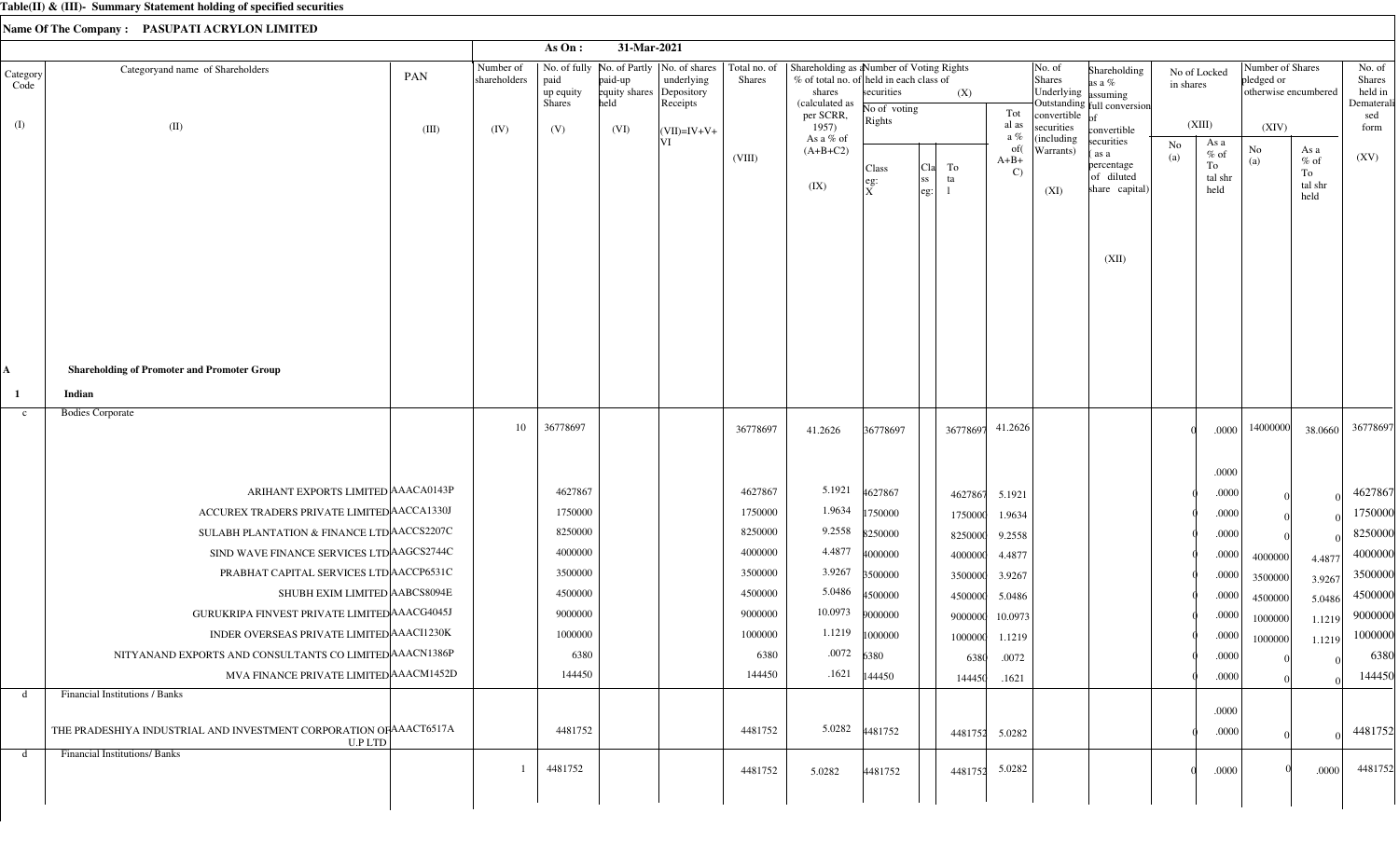**Table(II) & (III)- Summary Statement holding of specified securities**

**Name Of The Company : PASUPATI ACRYLON LIMITED**

**As On : 31-Mar-2021**

| Category Code (I) | Categoryand name of Shareholders (II) | PAN (III) | Number of shareholders (IV) | No. of fully paid up equity Shares (V) | No. of Partly paid-up equity shares held (VI) | No. of shares underlying Depository Receipts | Total no. of Shares (VII)=IV+V+VI | Shareholding as a % of total no. of shares (calculated as per SCRR, 1957) As a % of (A+B+C2) (VIII) | Number of Voting Rights held in each class of securities (IX) - No of voting Rights Class eg: X | Class eg: y | Total | Total as a % of (A+B+C) | No. of Shares Underlying Outstanding convertible securities (including Warrants) (X) | Shareholding as a % assuming full conversion of convertible securities ( as a percentage of diluted share capital) (XI) | No of Locked in shares (XII) No (a) | As a % of Total shr held | Number of Shares pledged or otherwise encumbered (XIII) No (a) | As a % of Total shr held | No. of Shares held in Dematerialised form (XIV) |
|---|---|---|---|---|---|---|---|---|---|---|---|---|---|---|---|---|---|---|---|
| **A** | **Shareholding of Promoter and Promoter Group** | | | | | | | | | | | | | | | | | | |
| **1** | **Indian** | | | | | | | | | | | | | | | | | | |
| c | Bodies Corporate | | 10 | 36778697 | | | 36778697 | 41.2626 | 36778697 | | 36778697 | 41.2626 | | | 0 | .0000 | 14000000 | 38.0660 | 36778697 |
| | | | | | | | | | | | | | | | | .0000 | | | |
| | ARIHANT EXPORTS LIMITED | AAACA0143P | | 4627867 | | | 4627867 | 5.1921 | 4627867 | | 4627867 | 5.1921 | | | 0 | .0000 | 0 | 0 | 4627867 |
| | ACCUREX TRADERS PRIVATE LIMITED | AACCA1330J | | 1750000 | | | 1750000 | 1.9634 | 1750000 | | 1750000 | 1.9634 | | | 0 | .0000 | 0 | 0 | 1750000 |
| | SULABH PLANTATION & FINANCE LTD | AACCS2207C | | 8250000 | | | 8250000 | 9.2558 | 8250000 | | 8250000 | 9.2558 | | | 0 | .0000 | 0 | 0 | 8250000 |
| | SIND WAVE FINANCE SERVICES LTD | AAGCS2744C | | 4000000 | | | 4000000 | 4.4877 | 4000000 | | 4000000 | 4.4877 | | | 0 | .0000 | 4000000 | 4.4877 | 4000000 |
| | PRABHAT CAPITAL SERVICES LTD | AACCP6531C | | 3500000 | | | 3500000 | 3.9267 | 3500000 | | 3500000 | 3.9267 | | | 0 | .0000 | 3500000 | 3.9267 | 3500000 |
| | SHUBH EXIM LIMITED | AABCS8094E | | 4500000 | | | 4500000 | 5.0486 | 4500000 | | 4500000 | 5.0486 | | | 0 | .0000 | 4500000 | 5.0486 | 4500000 |
| | GURUKRIPA FINVEST PRIVATE LIMITED | AAACG4045J | | 9000000 | | | 9000000 | 10.0973 | 9000000 | | 9000000 | 10.0973 | | | 0 | .0000 | 1000000 | 1.1219 | 9000000 |
| | INDER OVERSEAS PRIVATE LIMITED | AAACI1230K | | 1000000 | | | 1000000 | 1.1219 | 1000000 | | 1000000 | 1.1219 | | | 0 | .0000 | 1000000 | 1.1219 | 1000000 |
| | NITYANAND EXPORTS AND CONSULTANTS CO LIMITED | AAACN1386P | | 6380 | | | 6380 | .0072 | 6380 | | 6380 | .0072 | | | 0 | .0000 | 0 | 0 | 6380 |
| | MVA FINANCE PRIVATE LIMITED | AAACM1452D | | 144450 | | | 144450 | .1621 | 144450 | | 144450 | .1621 | | | 0 | .0000 | 0 | 0 | 144450 |
| d | Financial Institutions / Banks | | | | | | | | | | | | | | | .0000 | | | |
| | THE PRADESHIYA INDUSTRIAL AND INVESTMENT CORPORATION OF U.P LTD | AAACT6517A | | 4481752 | | | 4481752 | 5.0282 | 4481752 | | 4481752 | 5.0282 | | | 0 | .0000 | 0 | 0 | 4481752 |
| d | Financial Institutions/ Banks | | 1 | 4481752 | | | 4481752 | 5.0282 | 4481752 | | 4481752 | 5.0282 | | | 0 | .0000 | 0 | .0000 | 4481752 |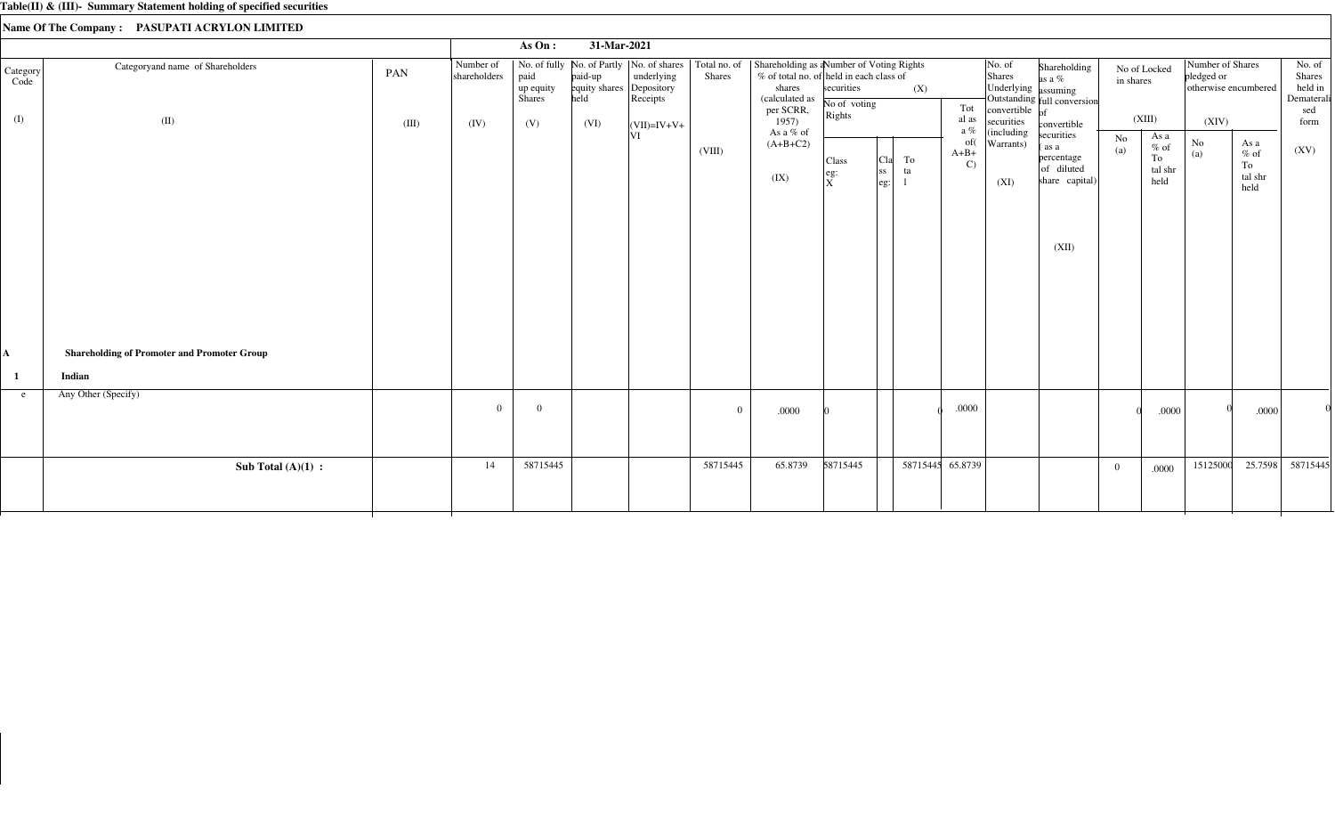**Table(II) & (III)- Summary Statement holding of specified securities**

**Name Of The Company : PASUPATI ACRYLON LIMITED**

**As On : 31-Mar-2021**

| Category Code (I) | Categoryand name of Shareholders (II) | PAN (III) | Number of shareholders (IV) | No. of fully paid up equity Shares (V) | No. of Partly paid-up equity shares held (VI) | No. of shares underlying Depository Receipts | Total no. of Shares (VII)=IV+V+VI (VIII) | Shareholding as a % of total no. of shares (calculated as per SCRR, 1957) As a % of (A+B+C2) (IX) | Number of Voting Rights held in each class of securities (X) | | | | No. of Shares Underlying Outstanding convertible securities (including Warrants) (XI) | Shareholding as a % assuming full conversion of convertible securities ( as a percentage of diluted share capital) (XII) | No of Locked in shares (XIII) | | Number of Shares pledged or otherwise encumbered (XIV) | | No. of Shares held in Dematerialised form (XV) |
|---|---|---|---|---|---|---|---|---|---|---|---|---|---|---|---|---|---|---|---|
| | | | | | | | | | No of voting Rights | | | Total as a % of( A+B+C) | | | | | | | |
| | | | | | | | | | Class eg: X | Class eg: | Total | | | | No (a) | As a % of Total shr held | No (a) | As a % of Total shr held | |
| **A** | **Shareholding of Promoter and Promoter Group** | | | | | | | | | | | | | | | | | | |
| **1** | **Indian** | | | | | | | | | | | | | | | | | | |
| e | Any Other (Specify) | | 0 | 0 | | | 0 | .0000 | 0 | | 0 | .0000 | | | 0 | .0000 | 0 | .0000 | 0 |
| | **Sub Total (A)(1) :** | | 14 | 58715445 | | | 58715445 | 65.8739 | 58715445 | | 58715445 | 65.8739 | | | 0 | .0000 | 15125000 | 25.7598 | 58715445 |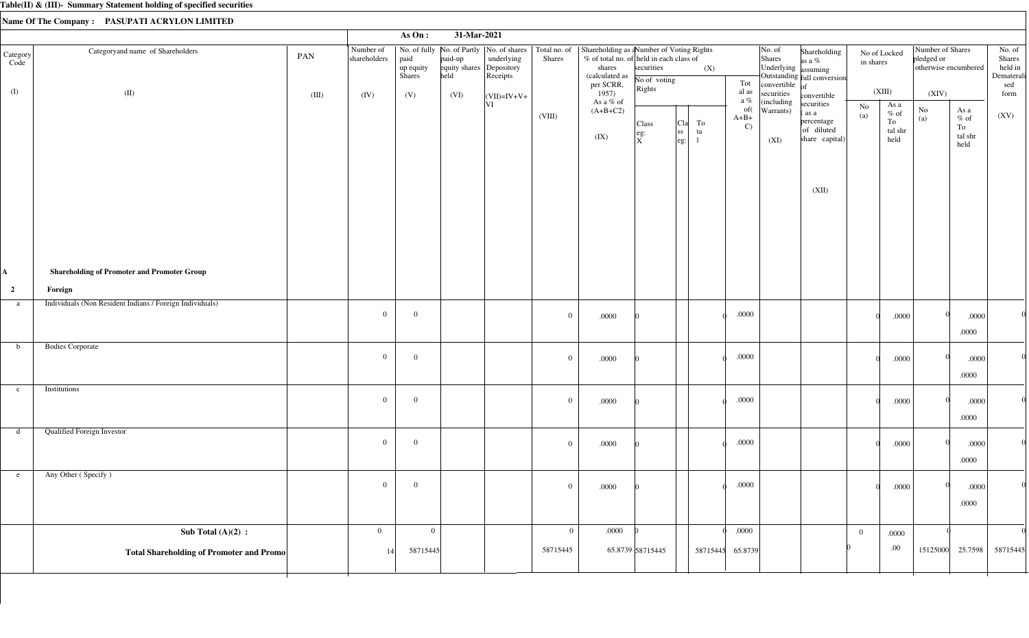**Table(II) & (III)- Summary Statement holding of specified securities**

**Name Of The Company : PASUPATI ACRYLON LIMITED**

**As On : 31-Mar-2021**

| Category Code (I) | Categoryand name of Shareholders (II) | PAN (III) | Number of shareholders (IV) | No. of fully paid up equity Shares (V) | No. of Partly paid-up equity shares held (VI) | No. of shares underlying Depository Receipts | Total no. of Shares (VII)=IV+V+VI | Shareholding as a % of total no. of shares (calculated as per SCRR, 1957) As a % of (A+B+C2) (VIII) | Number of Voting Rights held in each class of securities (IX) No of voting Rights Class eg: X | Class eg: | Total | Total as a % of(A+B+C) | No. of Shares Underlying Outstanding convertible securities (including Warrants) (X) | Shareholding as a % assuming full conversion of convertible securities ( as a percentage of diluted share capital) (XI) | No of Locked in shares (XII) No (a) | As a % of Total shr held | Number of Shares pledged or otherwise encumbered (XIII) No (a) | As a % of Total shr held | No. of Shares held in Dematerialised form (XIV) |
|---|---|---|---|---|---|---|---|---|---|---|---|---|---|---|---|---|---|---|---|
| **A** | **Shareholding of Promoter and Promoter Group** | | | | | | | | | | | | | | | | | | |
| **2** | **Foreign** | | | | | | | | | | | | | | | | | | |
| a | Individuals (Non Resident Indians / Foreign Individuals) | | 0 | 0 | | | 0 | .0000 | 0 | | 0 | .0000 | | | 0 | .0000 | 0 | .0000 .0000 | 0 |
| b | Bodies Corporate | | 0 | 0 | | | 0 | .0000 | 0 | | 0 | .0000 | | | 0 | .0000 | 0 | .0000 .0000 | 0 |
| c | Institutions | | 0 | 0 | | | 0 | .0000 | 0 | | 0 | .0000 | | | 0 | .0000 | 0 | .0000 .0000 | 0 |
| d | Qualified Foreign Investor | | 0 | 0 | | | 0 | .0000 | 0 | | 0 | .0000 | | | 0 | .0000 | 0 | .0000 .0000 | 0 |
| e | Any Other ( Specify ) | | 0 | 0 | | | 0 | .0000 | 0 | | 0 | .0000 | | | 0 | .0000 | 0 | .0000 .0000 | 0 |
| | **Sub Total (A)(2) :** | | 0 | 0 | | | 0 | .0000 | 0 | | 0 | .0000 | | | 0 | .0000 | 0 | | 0 |
| | **Total Shareholding of Promoter and Promo** | | 14 | 58715445 | | | 58715445 | 65.8739 | 58715445 | | 58715445 | 65.8739 | | | 0 | .00 | 15125000 | 25.7598 | 58715445 |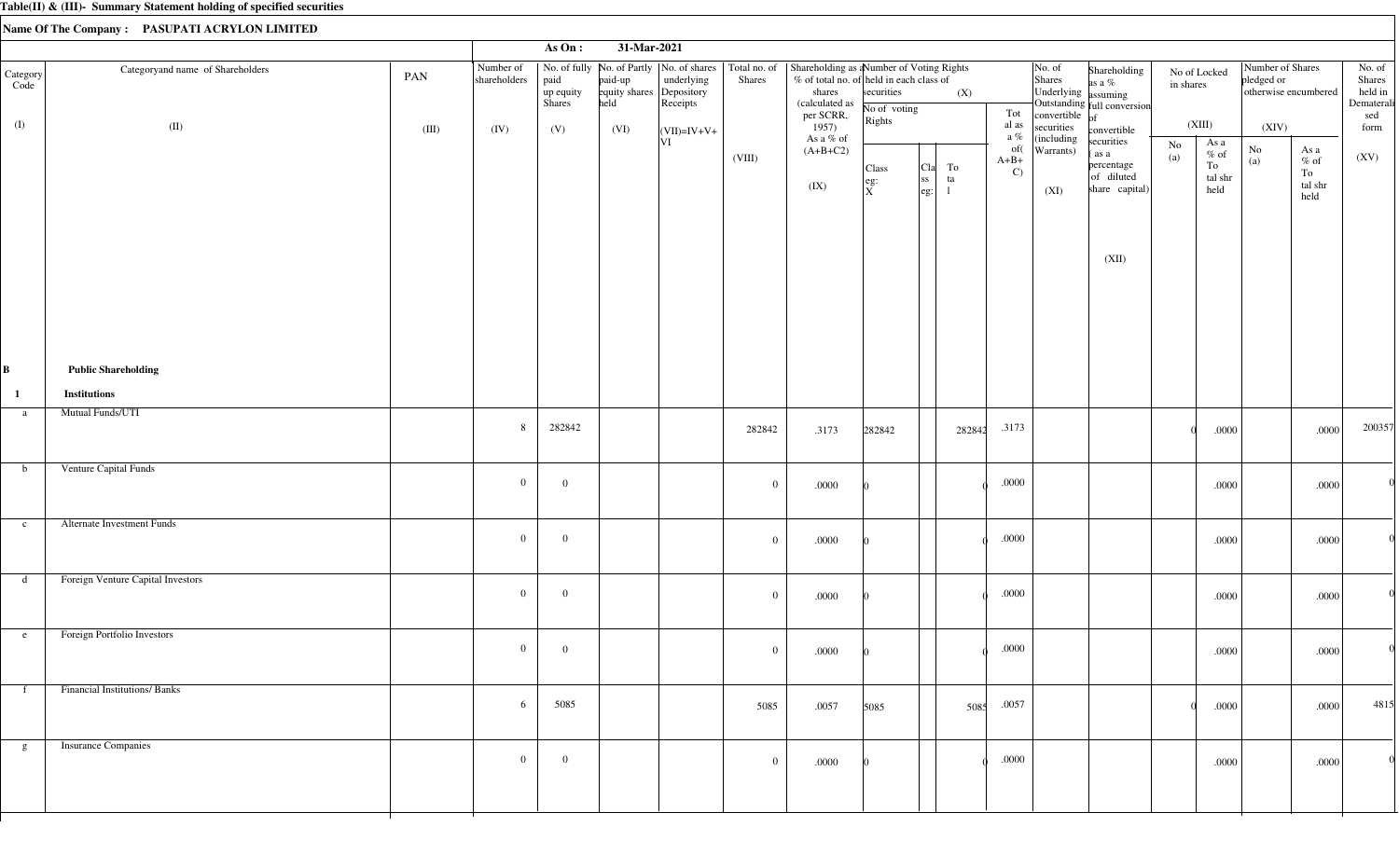**Table(II) & (III)- Summary Statement holding of specified securities**

**Name Of The Company : PASUPATI ACRYLON LIMITED**

**As On : 31-Mar-2021**

| Category Code (I) | Categoryand name of Shareholders (II) | PAN (III) | Number of shareholders (IV) | No. of fully paid up equity Shares (V) | No. of Partly paid-up equity shares held (VI) | No. of shares underlying Depository Receipts (VI) | Total no. of Shares (VII)=IV+V+VI (VIII) | Shareholding as a % of total no. of shares (calculated as per SCRR, 1957) As a % of (A+B+C2) (IX) | Number of Voting Rights held in each class of securities (X) No of voting Rights Class eg: X | Class eg: | Total | Total as a % of(A+B+C) | No. of Shares Underlying Outstanding convertible securities (including Warrants) (XI) | Shareholding as a % assuming full conversion of convertible securities ( as a percentage of diluted share capital) (XII) | No of Locked in shares (XIII) No (a) | As a % of Total shr held | Number of Shares pledged or otherwise encumbered (XIV) No (a) | As a % of Total shr held | No. of Shares held in Dematerialised form (XV) |
|---|---|---|---|---|---|---|---|---|---|---|---|---|---|---|---|---|---|---|---|
| **B** | **Public Shareholding** | | | | | | | | | | | | | | | | | | |
| **1** | **Institutions** | | | | | | | | | | | | | | | | | | |
| a | Mutual Funds/UTI | | 8 | 282842 | | | 282842 | .3173 | 282842 | | 282842 | .3173 | | | 0 | .0000 | | .0000 | 200357 |
| b | Venture Capital Funds | | 0 | 0 | | | 0 | .0000 | 0 | | 0 | .0000 | | | | .0000 | | .0000 | 0 |
| c | Alternate Investment Funds | | 0 | 0 | | | 0 | .0000 | 0 | | 0 | .0000 | | | | .0000 | | .0000 | 0 |
| d | Foreign Venture Capital Investors | | 0 | 0 | | | 0 | .0000 | 0 | | 0 | .0000 | | | | .0000 | | .0000 | 0 |
| e | Foreign Portfolio Investors | | 0 | 0 | | | 0 | .0000 | 0 | | 0 | .0000 | | | | .0000 | | .0000 | 0 |
| f | Financial Institutions/ Banks | | 6 | 5085 | | | 5085 | .0057 | 5085 | | 5085 | .0057 | | | 0 | .0000 | | .0000 | 4815 |
| g | Insurance Companies | | 0 | 0 | | | 0 | .0000 | 0 | | 0 | .0000 | | | | .0000 | | .0000 | 0 |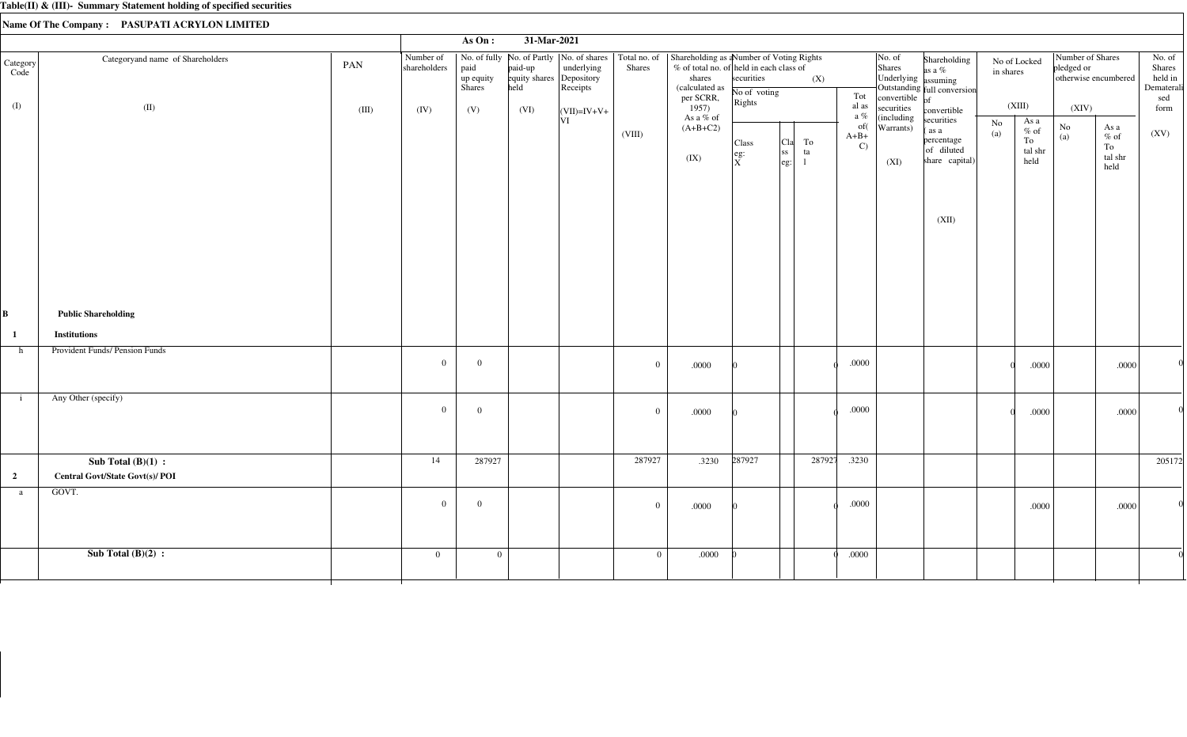**Table(II) & (III)- Summary Statement holding of specified securities**

**Name Of The Company : PASUPATI ACRYLON LIMITED**

**As On : 31-Mar-2021**

| Category Code (I) | Categoryand name of Shareholders (II) | PAN (III) | Number of shareholders (IV) | No. of fully paid up equity Shares (V) | No. of Partly paid-up equity shares held (VI) | No. of shares underlying Depository Receipts (VI) | Total no. of Shares (VII)=IV+V+VI (VIII) | Shareholding as a % of total no. of shares (calculated as per SCRR, 1957) As a % of (A+B+C2) (IX) | Number of Voting Rights held in each class of securities (X) No of voting Rights Class eg: X | Class eg: | Total | Total as a % of(A+B+C) | No. of Shares Underlying Outstanding convertible securities (including Warrants) (XI) | Shareholding as a % assuming full conversion of convertible securities ( as a percentage of diluted share capital) (XII) | No of Locked in shares (XIII) No (a) | As a % of Total shr held | Number of Shares pledged or otherwise encumbered (XIV) No (a) | As a % of Total shr held | No. of Shares held in Dematerialised form (XV) |
|---|---|---|---|---|---|---|---|---|---|---|---|---|---|---|---|---|---|---|---|
| **B** | **Public Shareholding** | | | | | | | | | | | | | | | | | | |
| **1** | **Institutions** | | | | | | | | | | | | | | | | | | |
| h | Provident Funds/ Pension Funds | | 0 | 0 | | | 0 | .0000 | 0 | | 0 | .0000 | | | 0 | .0000 | | .0000 | 0 |
| i | Any Other (specify) | | 0 | 0 | | | 0 | .0000 | 0 | | 0 | .0000 | | | 0 | .0000 | | .0000 | 0 |
| | **Sub Total (B)(1) :** | | 14 | 287927 | | | 287927 | .3230 | 287927 | | 287927 | .3230 | | | | | | | 205172 |
| **2** | **Central Govt/State Govt(s)/ POI** | | | | | | | | | | | | | | | | | | |
| a | GOVT. | | 0 | 0 | | | 0 | .0000 | 0 | | 0 | .0000 | | | | .0000 | | .0000 | 0 |
| | **Sub Total (B)(2) :** | | 0 | 0 | | | 0 | .0000 | 0 | | 0 | .0000 | | | | | | | 0 |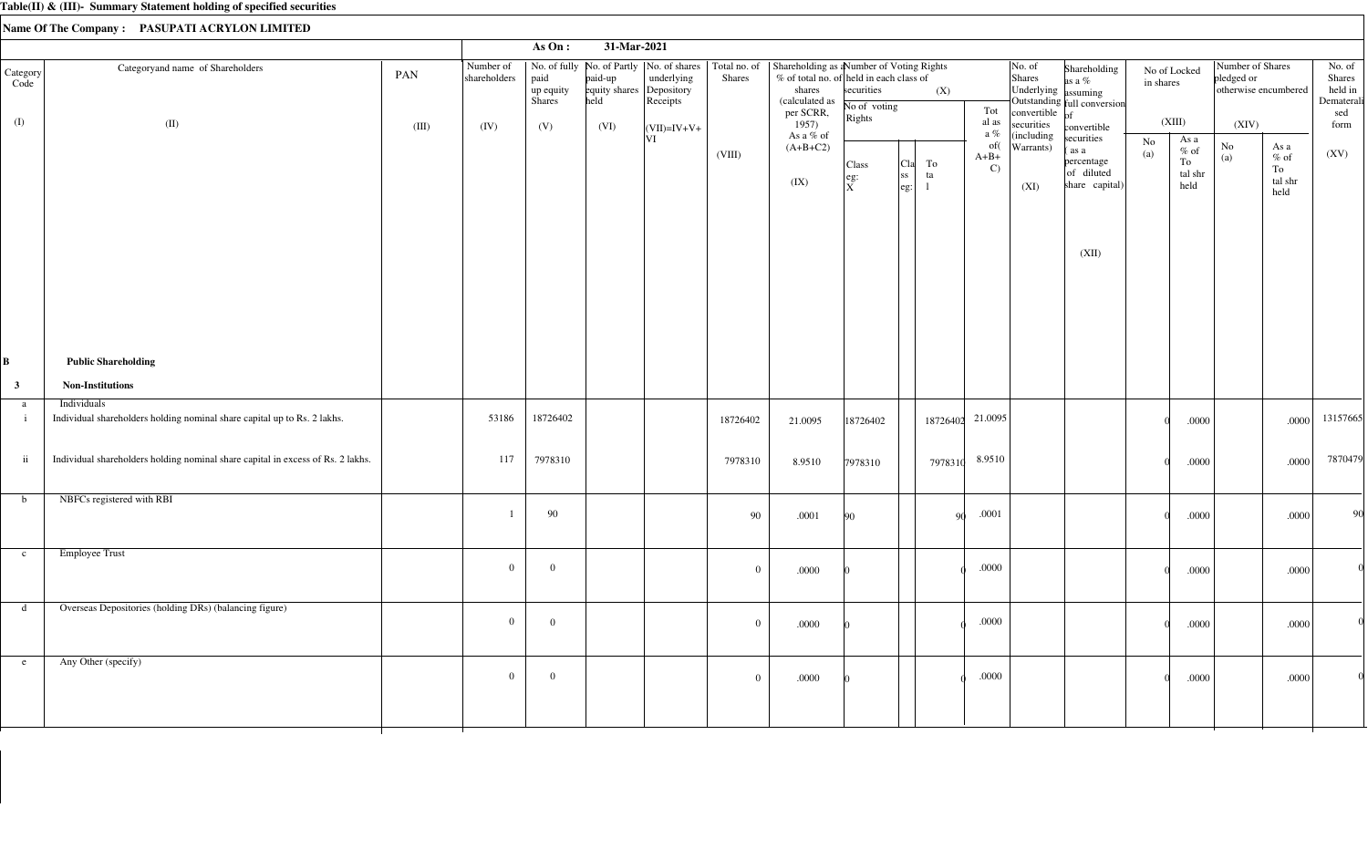**Table(II) & (III)- Summary Statement holding of specified securities**

**Name Of The Company : PASUPATI ACRYLON LIMITED**

**As On : 31-Mar-2021**

| Category Code | Categoryand name of Shareholders | PAN | Number of shareholders | No. of fully paid up equity Shares | No. of Partly paid-up equity shares held | No. of shares underlying Depository Receipts | Total no. of Shares | Shareholding as a % of total no. of shares (calculated as per SCRR, 1957) As a % of (A+B+C2) | Number of Voting Rights held in each class of securities (X) | | | | No. of Shares Underlying Outstanding convertible securities (including Warrants) | Shareholding as a % assuming full conversion of convertible securities ( as a percentage of diluted share capital) | No of Locked in shares (XIII) | | Number of Shares pledged or otherwise encumbered (XIV) | | No. of Shares held in Dematerialised form |
|---|---|---|---|---|---|---|---|---|---|---|---|---|---|---|---|---|---|---|---|
| | | | | | | | | | No of voting Rights | | | Total as a % of( A+B+ C) | | | | | | | |
| | | | | | | | | | Class eg: X | Class eg: | Total | | | | No (a) | As a % of Total shr held | No (a) | As a % of Total shr held | |
| (I) | (II) | (III) | (IV) | (V) | (VI) | (VII)=IV+V+VI | (VIII) | (IX) | | | | | (XI) | (XII) | | | | | (XV) |
| **B** | **Public Shareholding** | | | | | | | | | | | | | | | | | | |
| **3** | **Non-Institutions** | | | | | | | | | | | | | | | | | | |
| a | Individuals | | | | | | | | | | | | | | | | | | |
| i | Individual shareholders holding nominal share capital up to Rs. 2 lakhs. | | 53186 | 18726402 | | | 18726402 | 21.0095 | 18726402 | | 18726402 | 21.0095 | | | 0 | .0000 | | .0000 | 13157665 |
| ii | Individual shareholders holding nominal share capital in excess of Rs. 2 lakhs. | | 117 | 7978310 | | | 7978310 | 8.9510 | 7978310 | | 7978310 | 8.9510 | | | 0 | .0000 | | .0000 | 7870479 |
| b | NBFCs registered with RBI | | 1 | 90 | | | 90 | .0001 | 90 | | 90 | .0001 | | | 0 | .0000 | | .0000 | 90 |
| c | Employee Trust | | 0 | 0 | | | 0 | .0000 | 0 | | 0 | .0000 | | | 0 | .0000 | | .0000 | 0 |
| d | Overseas Depositories (holding DRs) (balancing figure) | | 0 | 0 | | | 0 | .0000 | 0 | | 0 | .0000 | | | 0 | .0000 | | .0000 | 0 |
| e | Any Other (specify) | | 0 | 0 | | | 0 | .0000 | 0 | | 0 | .0000 | | | 0 | .0000 | | .0000 | 0 |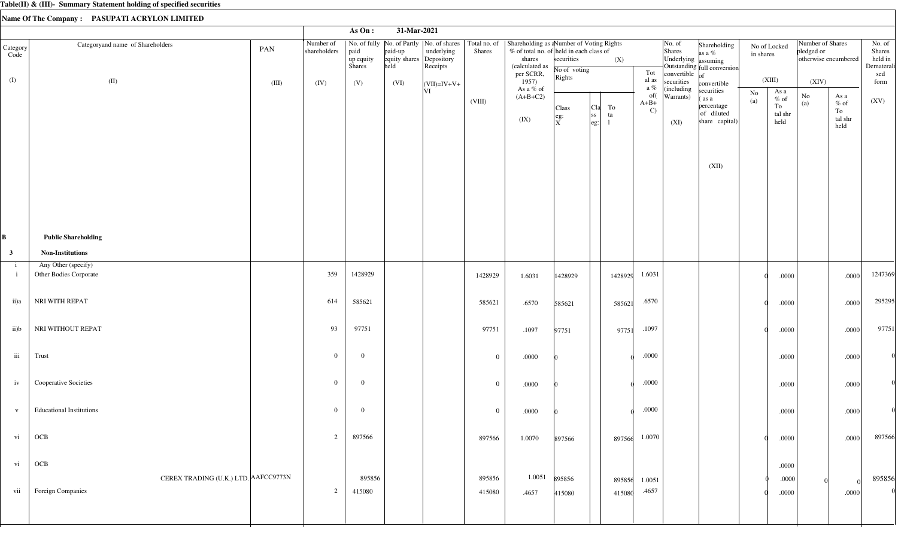**Table(II) & (III)- Summary Statement holding of specified securities**

**Name Of The Company : PASUPATI ACRYLON LIMITED**

**As On : 31-Mar-2021**

| Category Code (I) | Categoryand name of Shareholders (II) | PAN (III) | Number of shareholders (IV) | No. of fully paid up equity Shares (V) | No. of Partly paid-up equity shares held (VI) | No. of shares underlying Depository Receipts (VI) | Total no. of Shares (VII)=IV+V+VI | Shareholding as a % of total no. of shares (calculated as per SCRR, 1957) As a % of (A+B+C2) (VIII) | Number of Voting Rights held in each class of securities (IX) No of voting Rights Class eg: X | Class eg: | Total | Total as a % of (A+B+C) | No. of Shares Underlying Outstanding convertible securities (including Warrants) (X) | Shareholding as a % assuming full conversion of convertible securities ( as a percentage of diluted share capital) (XI) | No of Locked in shares (XII) No (a) | As a % of Total shr held | Number of Shares pledged or otherwise encumbered (XIII) No (a) | As a % of Total shr held | No. of Shares held in Dematerialised form (XIV) |
|---|---|---|---|---|---|---|---|---|---|---|---|---|---|---|---|---|---|---|---|
| **B** | **Public Shareholding** | | | | | | | | | | | | | | | | | | |
| **3** | **Non-Institutions** | | | | | | | | | | | | | | | | | | |
| i | Any Other (specify) | | | | | | | | | | | | | | | | | | |
| i | Other Bodies Corporate | | 359 | 1428929 | | | 1428929 | 1.6031 | 1428929 | | 1428929 | 1.6031 | | | 0 | .0000 | | .0000 | 1247369 |
| ii)a | NRI WITH REPAT | | 614 | 585621 | | | 585621 | .6570 | 585621 | | 585621 | .6570 | | | 0 | .0000 | | .0000 | 295295 |
| ii)b | NRI WITHOUT REPAT | | 93 | 97751 | | | 97751 | .1097 | 97751 | | 97751 | .1097 | | | 0 | .0000 | | .0000 | 97751 |
| iii | Trust | | 0 | 0 | | | 0 | .0000 | 0 | | 0 | .0000 | | | | .0000 | | .0000 | 0 |
| iv | Cooperative Societies | | 0 | 0 | | | 0 | .0000 | 0 | | 0 | .0000 | | | | .0000 | | .0000 | 0 |
| v | Educational Institutions | | 0 | 0 | | | 0 | .0000 | 0 | | 0 | .0000 | | | | .0000 | | .0000 | 0 |
| vi | OCB | | 2 | 897566 | | | 897566 | 1.0070 | 897566 | | 897566 | 1.0070 | | | 0 | .0000 | | .0000 | 897566 |
| vi | OCB | | | | | | | | | | | | | | | .0000 | | | |
| | CEREX TRADING (U.K.) LTD. | AAFCC9773N | | 895856 | | | 895856 | 1.0051 | 895856 | | 895856 | 1.0051 | | | 0 | .0000 | 0 | 0 | 895856 |
| vii | Foreign Companies | | 2 | 415080 | | | 415080 | .4657 | 415080 | | 415080 | .4657 | | | 0 | .0000 | | .0000 | 0 |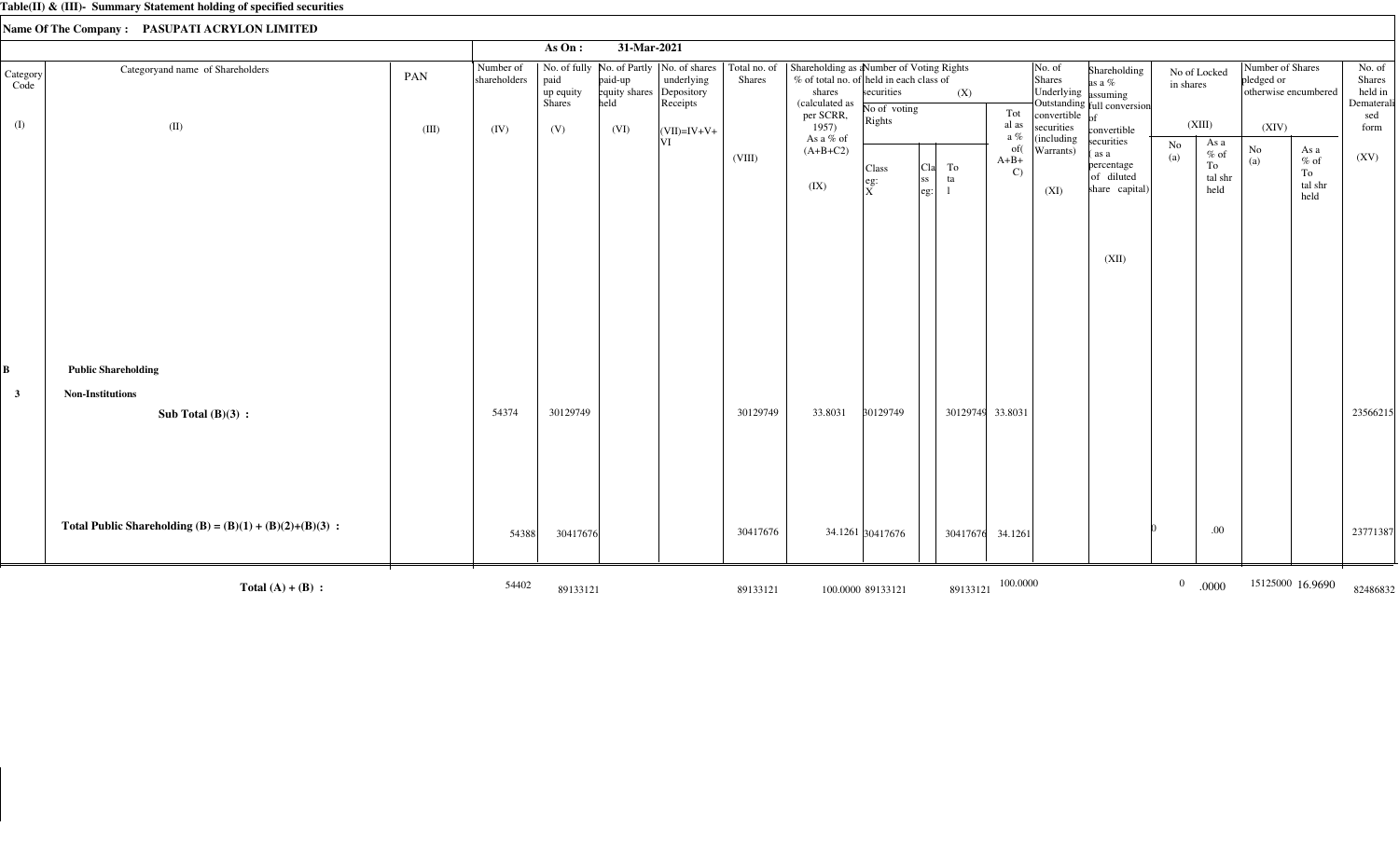**Table(II) & (III)- Summary Statement holding of specified securities**

**Name Of The Company : PASUPATI ACRYLON LIMITED**

**As On : 31-Mar-2021**

| Category Code (I) | Categoryand name of Shareholders (II) | PAN (III) | Number of shareholders (IV) | No. of fully paid up equity Shares (V) | No. of Partly paid-up equity shares held (VI) | No. of shares underlying Depository Receipts (VII)=IV+V+VI | Total no. of Shares (VIII) | Shareholding as a % of total no. of shares (calculated as per SCRR, 1957) As a % of (A+B+C2) (IX) | Number of Voting Rights held in each class of securities (X) No of voting Rights Class eg: X | Class eg: | Total | Total as a % of (A+B+C) | No. of Shares Underlying Outstanding convertible securities (including Warrants) (XI) | Shareholding as a % assuming full conversion of convertible securities ( as a percentage of diluted share capital) (XII) | No of Locked in shares (XIII) No (a) | As a % of Total shr held | Number of Shares pledged or otherwise encumbered (XIV) No (a) | As a % of Total shr held | No. of Shares held in Dematerialised form (XV) |
|---|---|---|---|---|---|---|---|---|---|---|---|---|---|---|---|---|---|---|---|
| **B** | **Public Shareholding** | | | | | | | | | | | | | | | | | | |
| **3** | **Non-Institutions** | | | | | | | | | | | | | | | | | | |
| | **Sub Total (B)(3) :** | | 54374 | 30129749 | | | 30129749 | 33.8031 | 30129749 | | 30129749 | 33.8031 | | | | | | | 23566215 |
| | **Total Public Shareholding (B) = (B)(1) + (B)(2)+(B)(3) :** | | 54388 | 30417676 | | | 30417676 | 34.1261 | 30417676 | | 30417676 | 34.1261 | | | 0 | .00 | | | 23771387 |
| | **Total (A) + (B) :** | | 54402 | 89133121 | | | 89133121 | 100.0000 | 89133121 | | 89133121 | 100.0000 | | | 0 | .0000 | 15125000 | 16.9690 | 82486832 |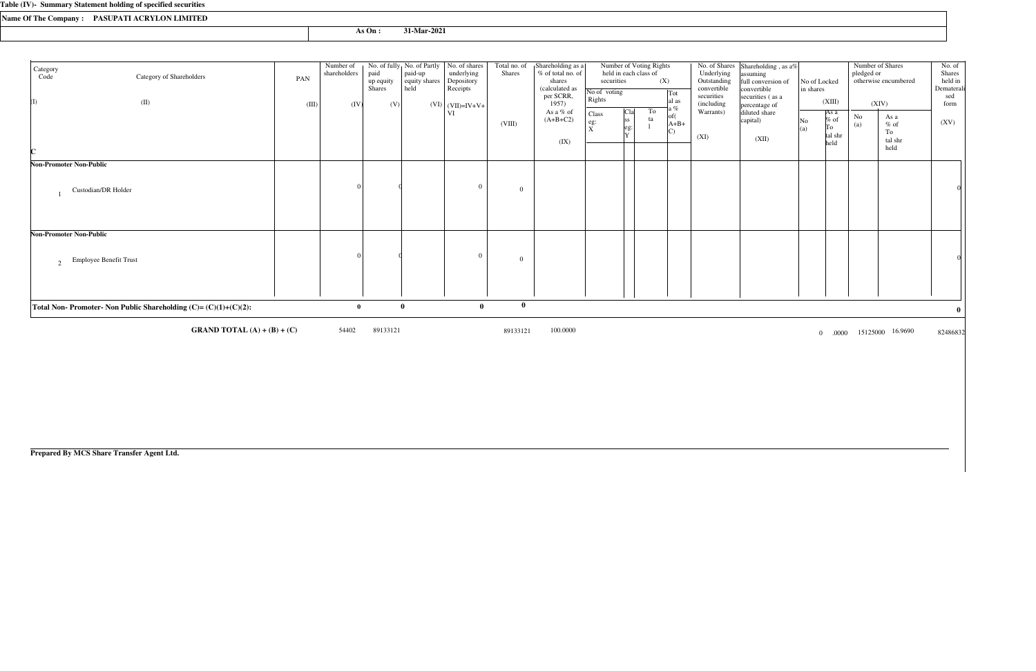**Table (IV)- Summary Statement holding of specified securities**

**Name Of The Company : PASUPATI ACRYLON LIMITED**

**As On : 31-Mar-2021**

| Category Code (I) | Category of Shareholders (II) | PAN (III) | Number of shareholders (IV) | No. of fully paid up equity Shares (V) | No. of Partly paid-up equity shares held (VI) | No. of shares underlying Depository Receipts (VII)=IV+V+VI | Total no. of Shares (VIII) | Shareholding as a % of total no. of shares (calculated as per SCRR, 1957) As a % of (A+B+C2) (IX) | Number of Voting Rights held in each class of securities (X) | | | | No. of Shares Underlying Outstanding convertible securities (including Warrants) (XI) | Shareholding , as a% assuming full conversion of convertible securities ( as a percentage of diluted share capital) (XII) | No of Locked in shares (XIII) | | Number of Shares pledged or otherwise encumbered (XIV) | | No. of Shares held in Dematerialised form (XV) |
|---|---|---|---|---|---|---|---|---|---|---|---|---|---|---|---|---|---|---|---|
| | | | | | | | | | No of voting Rights Class eg: X | Class eg: Y | Total | Total as a % of(A+B+C) | | | No (a) | As a % of Total shr held | No (a) | As a % of Total shr held | |
| **C** | | | | | | | | | | | | | | | | | | | |
| **Non-Promoter Non-Public** | | | | | | | | | | | | | | | | | | | |
| 1 | Custodian/DR Holder | | 0 | 0 | | 0 | 0 | | | | | | | | | | | | 0 |
| **Non-Promoter Non-Public** | | | | | | | | | | | | | | | | | | | |
| 2 | Employee Benefit Trust | | 0 | 0 | | 0 | 0 | | | | | | | | | | | | 0 |
| **Total Non- Promoter- Non Public Shareholding (C)= (C)(1)+(C)(2):** | | | **0** | **0** | | **0** | **0** | | | | | | | | | | | | **0** |
| | **GRAND TOTAL (A) + (B) + (C)** | | 54402 | 89133121 | | | 89133121 | 100.0000 | | | | | | | 0 | .0000 | 15125000 | 16.9690 | 82486832 |

**Prepared By MCS Share Transfer Agent Ltd.**